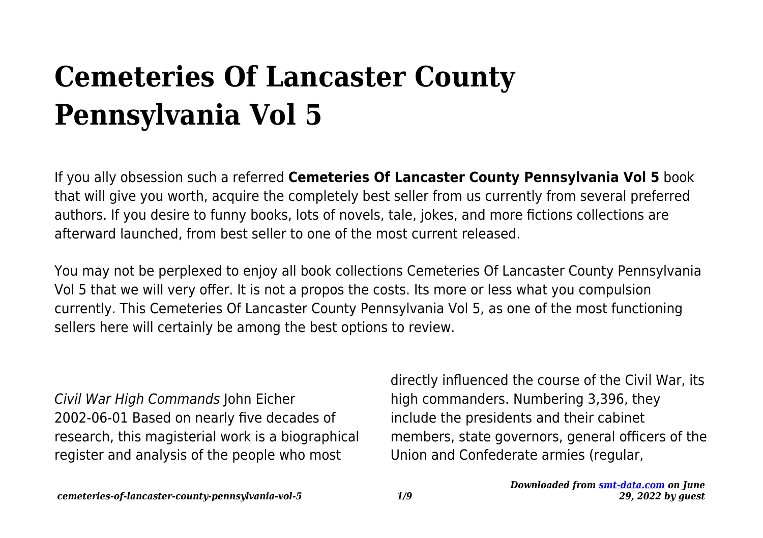# Cemeteries Of Lancaster County Pennsylvania Vol 5

If you ally obsession such a referred **Cemeteries Of Lancaster County Pennsylvania Vol 5** book that will give you worth, acquire the completely best seller from us currently from several preferred authors. If you desire to funny books, lots of novels, tale, jokes, and more fictions collections are afterward launched, from best seller to one of the most current released.

You may not be perplexed to enjoy all book collections Cemeteries Of Lancaster County Pennsylvania Vol 5 that we will very offer. It is not a propos the costs. Its more or less what you compulsion currently. This Cemeteries Of Lancaster County Pennsylvania Vol 5, as one of the most functioning sellers here will certainly be among the best options to review.

*Civil War High Commands* John Eicher 2002-06-01 Based on nearly five decades of research, this magisterial work is a biographical register and analysis of the people who most directly influenced the course of the Civil War, its high commanders. Numbering 3,396, they include the presidents and their cabinet members, state governors, general officers of the Union and Confederate armies (regular,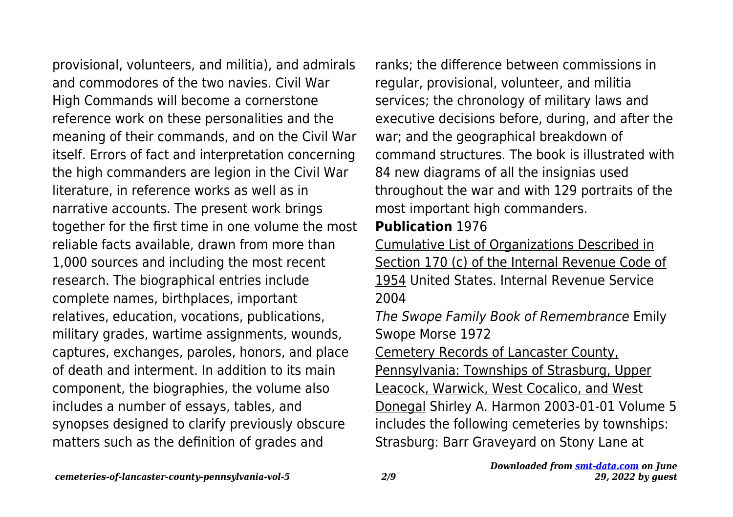provisional, volunteers, and militia), and admirals and commodores of the two navies. Civil War High Commands will become a cornerstone reference work on these personalities and the meaning of their commands, and on the Civil War itself. Errors of fact and interpretation concerning the high commanders are legion in the Civil War literature, in reference works as well as in narrative accounts. The present work brings together for the first time in one volume the most reliable facts available, drawn from more than 1,000 sources and including the most recent research. The biographical entries include complete names, birthplaces, important relatives, education, vocations, publications, military grades, wartime assignments, wounds, captures, exchanges, paroles, honors, and place of death and interment. In addition to its main component, the biographies, the volume also includes a number of essays, tables, and synopses designed to clarify previously obscure matters such as the definition of grades and ranks; the difference between commissions in regular, provisional, volunteer, and militia services; the chronology of military laws and executive decisions before, during, and after the war; and the geographical breakdown of command structures. The book is illustrated with 84 new diagrams of all the insignias used throughout the war and with 129 portraits of the most important high commanders.

**Publication** 1976

Cumulative List of Organizations Described in Section 170 (c) of the Internal Revenue Code of 1954 United States. Internal Revenue Service 2004

*The Swope Family Book of Remembrance* Emily Swope Morse 1972

Cemetery Records of Lancaster County, Pennsylvania: Townships of Strasburg, Upper Leacock, Warwick, West Cocalico, and West Donegal Shirley A. Harmon 2003-01-01 Volume 5 includes the following cemeteries by townships: Strasburg: Barr Graveyard on Stony Lane at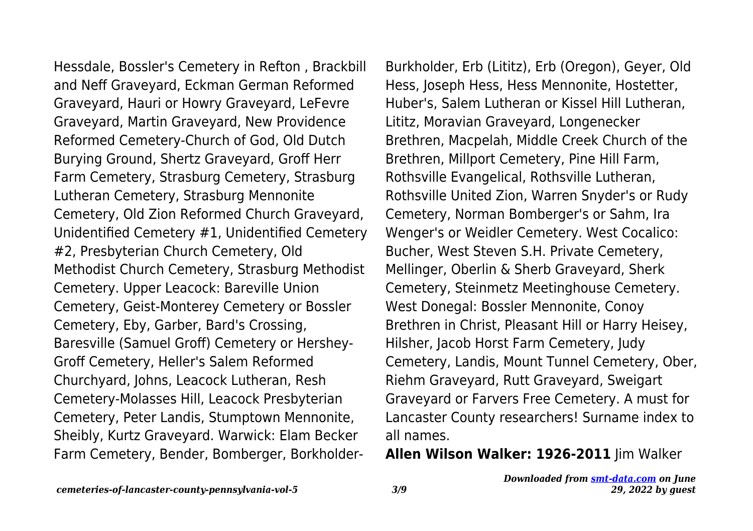Hessdale, Bossler's Cemetery in Refton , Brackbill and Neff Graveyard, Eckman German Reformed Graveyard, Hauri or Howry Graveyard, LeFevre Graveyard, Martin Graveyard, New Providence Reformed Cemetery-Church of God, Old Dutch Burying Ground, Shertz Graveyard, Groff Herr Farm Cemetery, Strasburg Cemetery, Strasburg Lutheran Cemetery, Strasburg Mennonite Cemetery, Old Zion Reformed Church Graveyard, Unidentified Cemetery #1, Unidentified Cemetery #2, Presbyterian Church Cemetery, Old Methodist Church Cemetery, Strasburg Methodist Cemetery. Upper Leacock: Bareville Union Cemetery, Geist-Monterey Cemetery or Bossler Cemetery, Eby, Garber, Bard's Crossing, Baresville (Samuel Groff) Cemetery or Hershey-Groff Cemetery, Heller's Salem Reformed Churchyard, Johns, Leacock Lutheran, Resh Cemetery-Molasses Hill, Leacock Presbyterian Cemetery, Peter Landis, Stumptown Mennonite, Sheibly, Kurtz Graveyard. Warwick: Elam Becker Farm Cemetery, Bender, Bomberger, Borkholder-Burkholder, Erb (Lititz), Erb (Oregon), Geyer, Old Hess, Joseph Hess, Hess Mennonite, Hostetter, Huber's, Salem Lutheran or Kissel Hill Lutheran, Lititz, Moravian Graveyard, Longenecker Brethren, Macpelah, Middle Creek Church of the Brethren, Millport Cemetery, Pine Hill Farm, Rothsville Evangelical, Rothsville Lutheran, Rothsville United Zion, Warren Snyder's or Rudy Cemetery, Norman Bomberger's or Sahm, Ira Wenger's or Weidler Cemetery. West Cocalico: Bucher, West Steven S.H. Private Cemetery, Mellinger, Oberlin & Sherb Graveyard, Sherk Cemetery, Steinmetz Meetinghouse Cemetery. West Donegal: Bossler Mennonite, Conoy Brethren in Christ, Pleasant Hill or Harry Heisey, Hilsher, Jacob Horst Farm Cemetery, Judy Cemetery, Landis, Mount Tunnel Cemetery, Ober, Riehm Graveyard, Rutt Graveyard, Sweigart Graveyard or Farvers Free Cemetery. A must for Lancaster County researchers! Surname index to all names.

**Allen Wilson Walker: 1926-2011** Jim Walker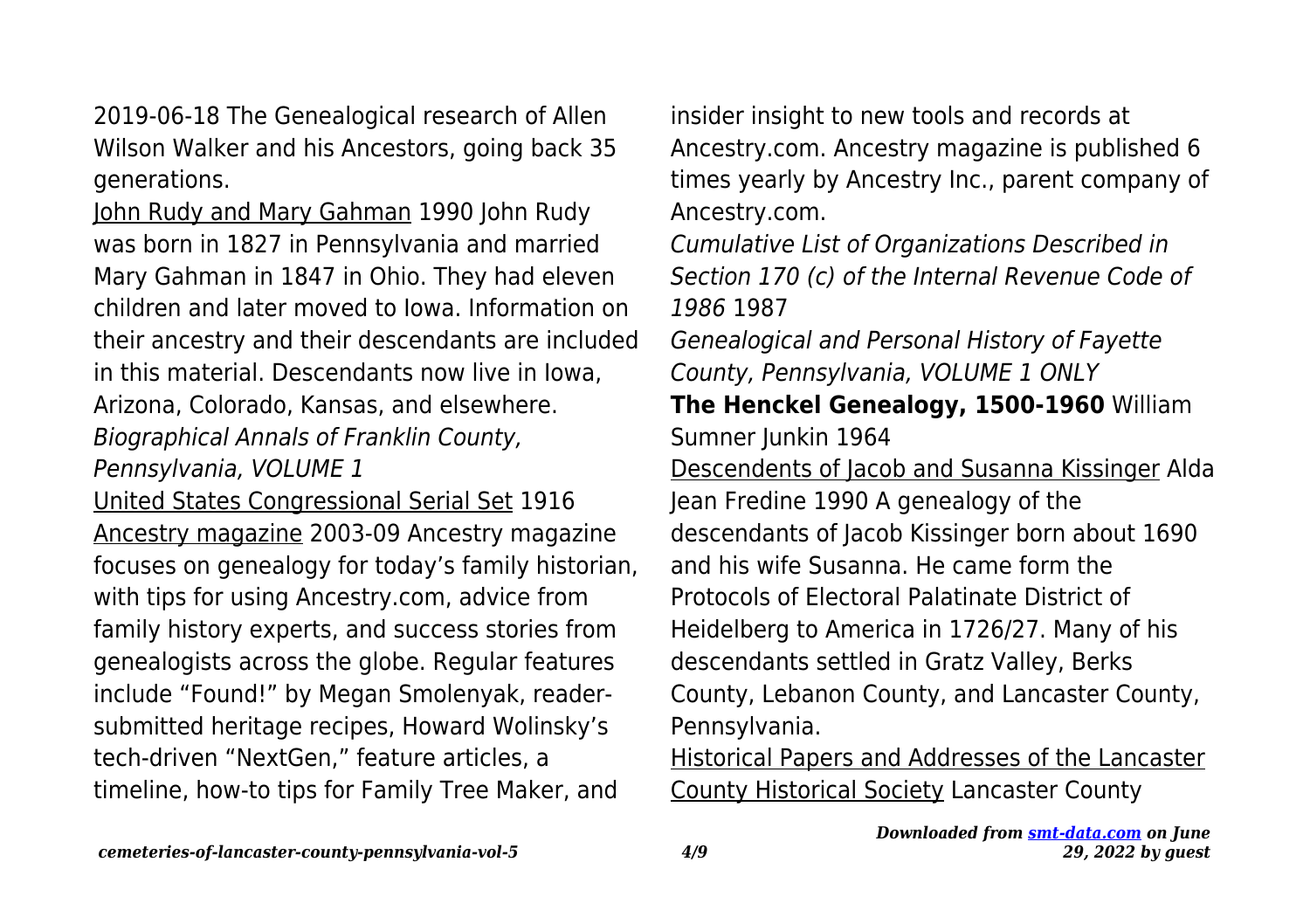2019-06-18 The Genealogical research of Allen Wilson Walker and his Ancestors, going back 35 generations.

John Rudy and Mary Gahman 1990 John Rudy was born in 1827 in Pennsylvania and married Mary Gahman in 1847 in Ohio. They had eleven children and later moved to Iowa. Information on their ancestry and their descendants are included in this material. Descendants now live in Iowa, Arizona, Colorado, Kansas, and elsewhere.

*Biographical Annals of Franklin County, Pennsylvania, VOLUME 1*

United States Congressional Serial Set 1916

Ancestry magazine 2003-09 Ancestry magazine focuses on genealogy for today's family historian, with tips for using Ancestry.com, advice from family history experts, and success stories from genealogists across the globe. Regular features include "Found!" by Megan Smolenyak, reader-submitted heritage recipes, Howard Wolinsky's tech-driven "NextGen," feature articles, a timeline, how-to tips for Family Tree Maker, and insider insight to new tools and records at Ancestry.com. Ancestry magazine is published 6 times yearly by Ancestry Inc., parent company of Ancestry.com.

*Cumulative List of Organizations Described in Section 170 (c) of the Internal Revenue Code of 1986* 1987

*Genealogical and Personal History of Fayette County, Pennsylvania, VOLUME 1 ONLY*

**The Henckel Genealogy, 1500-1960** William Sumner Junkin 1964

Descendents of Jacob and Susanna Kissinger Alda Jean Fredine 1990 A genealogy of the descendants of Jacob Kissinger born about 1690 and his wife Susanna. He came form the Protocols of Electoral Palatinate District of Heidelberg to America in 1726/27. Many of his descendants settled in Gratz Valley, Berks County, Lebanon County, and Lancaster County, Pennsylvania.

Historical Papers and Addresses of the Lancaster County Historical Society Lancaster County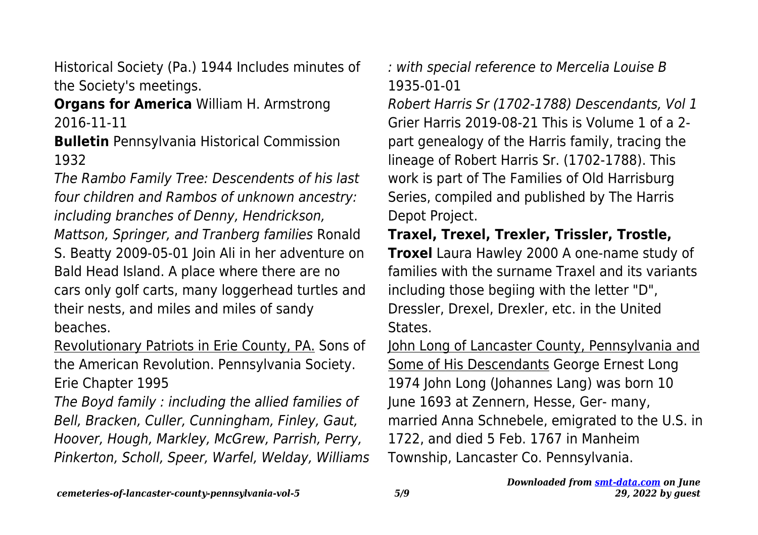Historical Society (Pa.) 1944 Includes minutes of the Society's meetings.

**Organs for America** William H. Armstrong 2016-11-11

**Bulletin** Pennsylvania Historical Commission 1932

*The Rambo Family Tree: Descendents of his last four children and Rambos of unknown ancestry: including branches of Denny, Hendrickson, Mattson, Springer, and Tranberg families* Ronald S. Beatty 2009-05-01 Join Ali in her adventure on Bald Head Island. A place where there are no cars only golf carts, many loggerhead turtles and their nests, and miles and miles of sandy beaches.

Revolutionary Patriots in Erie County, PA. Sons of the American Revolution. Pennsylvania Society. Erie Chapter 1995

*The Boyd family : including the allied families of Bell, Bracken, Culler, Cunningham, Finley, Gaut, Hoover, Hough, Markley, McGrew, Parrish, Perry, Pinkerton, Scholl, Speer, Warfel, Welday, Williams : with special reference to Mercelia Louise B* 1935-01-01

*Robert Harris Sr (1702-1788) Descendants, Vol 1* Grier Harris 2019-08-21 This is Volume 1 of a 2-part genealogy of the Harris family, tracing the lineage of Robert Harris Sr. (1702-1788). This work is part of The Families of Old Harrisburg Series, compiled and published by The Harris Depot Project.

**Traxel, Trexel, Trexler, Trissler, Trostle, Troxel** Laura Hawley 2000 A one-name study of families with the surname Traxel and its variants including those begiing with the letter "D", Dressler, Drexel, Drexler, etc. in the United States.

John Long of Lancaster County, Pennsylvania and Some of His Descendants George Ernest Long 1974 John Long (Johannes Lang) was born 10 June 1693 at Zennern, Hesse, Ger- many, married Anna Schnebele, emigrated to the U.S. in 1722, and died 5 Feb. 1767 in Manheim Township, Lancaster Co. Pennsylvania.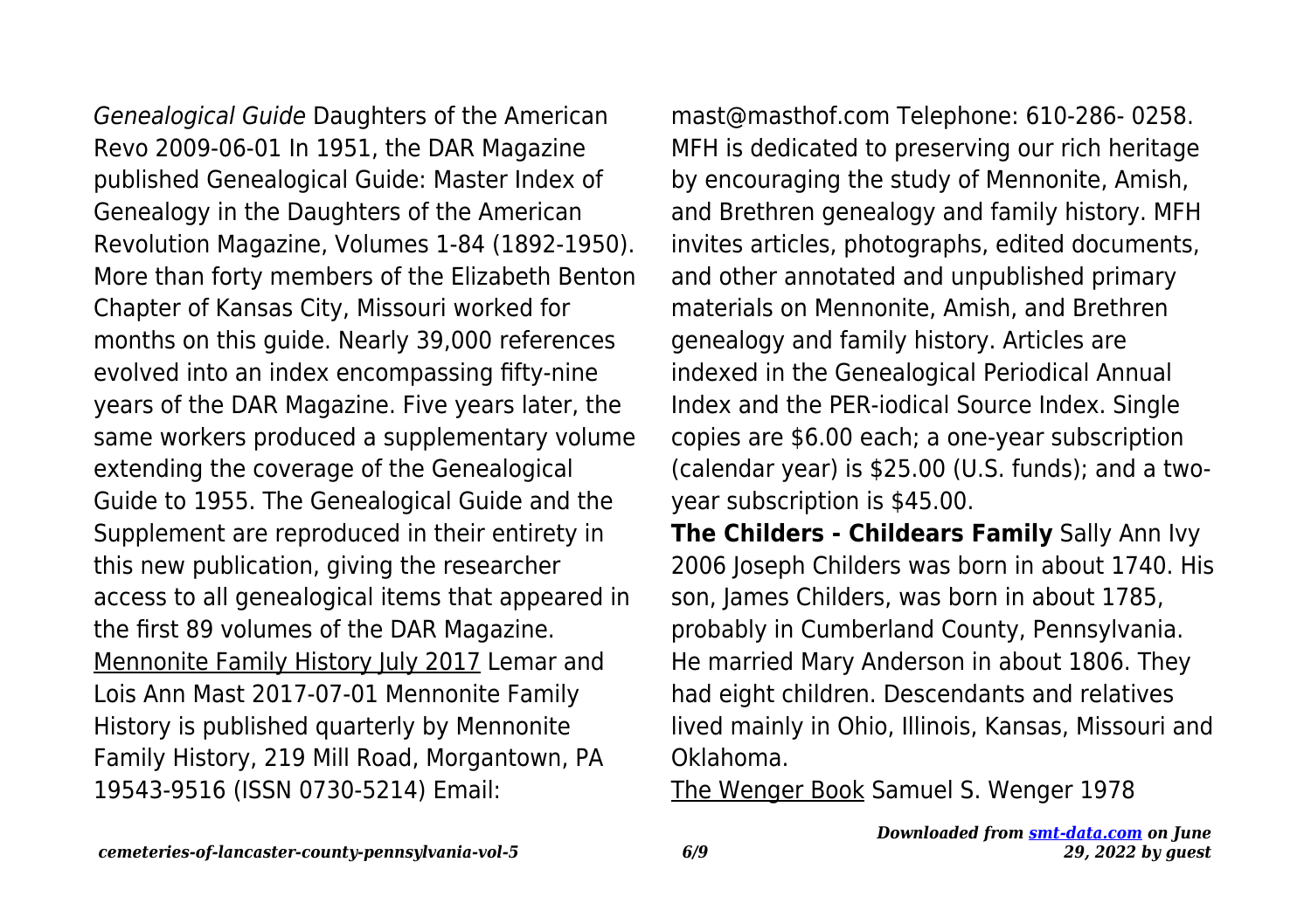*Genealogical Guide* Daughters of the American Revo 2009-06-01 In 1951, the DAR Magazine published Genealogical Guide: Master Index of Genealogy in the Daughters of the American Revolution Magazine, Volumes 1-84 (1892-1950). More than forty members of the Elizabeth Benton Chapter of Kansas City, Missouri worked for months on this guide. Nearly 39,000 references evolved into an index encompassing fifty-nine years of the DAR Magazine. Five years later, the same workers produced a supplementary volume extending the coverage of the Genealogical Guide to 1955. The Genealogical Guide and the Supplement are reproduced in their entirety in this new publication, giving the researcher access to all genealogical items that appeared in the first 89 volumes of the DAR Magazine.

Mennonite Family History July 2017 Lemar and Lois Ann Mast 2017-07-01 Mennonite Family History is published quarterly by Mennonite Family History, 219 Mill Road, Morgantown, PA 19543-9516 (ISSN 0730-5214) Email: mast@masthof.com Telephone: 610-286- 0258. MFH is dedicated to preserving our rich heritage by encouraging the study of Mennonite, Amish, and Brethren genealogy and family history. MFH invites articles, photographs, edited documents, and other annotated and unpublished primary materials on Mennonite, Amish, and Brethren genealogy and family history. Articles are indexed in the Genealogical Periodical Annual Index and the PER-iodical Source Index. Single copies are $6.00 each; a one-year subscription (calendar year) is $25.00 (U.S. funds); and a two-year subscription is $45.00.

**The Childers - Childears Family** Sally Ann Ivy 2006 Joseph Childers was born in about 1740. His son, James Childers, was born in about 1785, probably in Cumberland County, Pennsylvania. He married Mary Anderson in about 1806. They had eight children. Descendants and relatives lived mainly in Ohio, Illinois, Kansas, Missouri and Oklahoma.

The Wenger Book Samuel S. Wenger 1978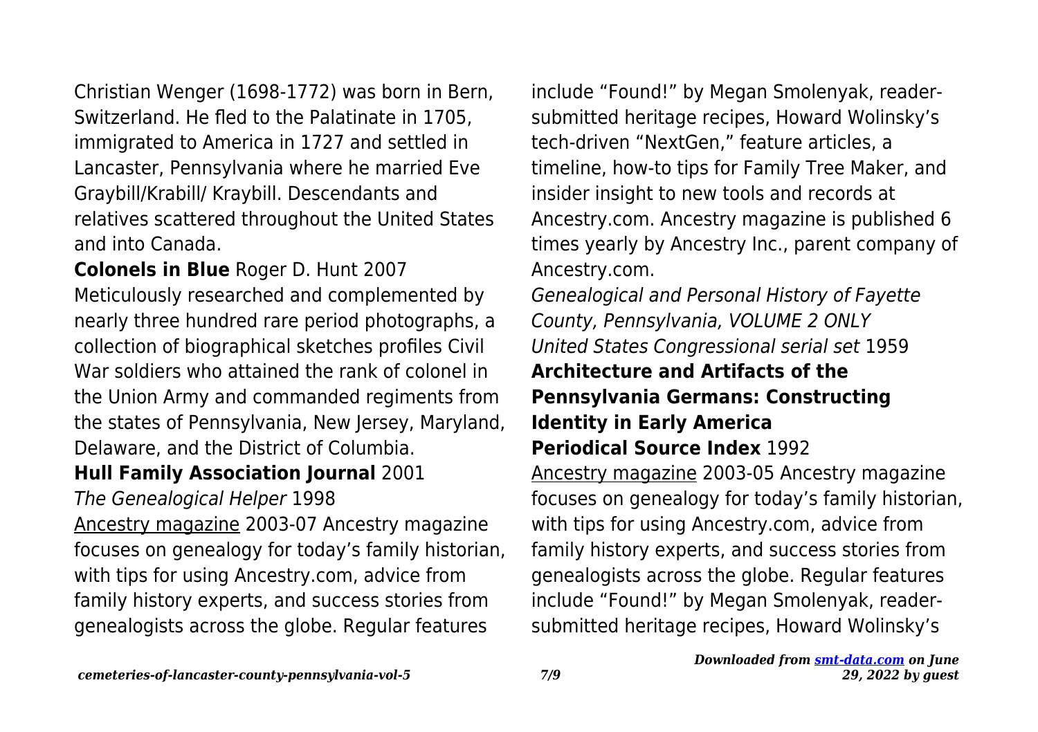Christian Wenger (1698-1772) was born in Bern, Switzerland. He fled to the Palatinate in 1705, immigrated to America in 1727 and settled in Lancaster, Pennsylvania where he married Eve Graybill/Krabill/ Kraybill. Descendants and relatives scattered throughout the United States and into Canada.

**Colonels in Blue** Roger D. Hunt 2007 Meticulously researched and complemented by nearly three hundred rare period photographs, a collection of biographical sketches profiles Civil War soldiers who attained the rank of colonel in the Union Army and commanded regiments from the states of Pennsylvania, New Jersey, Maryland, Delaware, and the District of Columbia.

**Hull Family Association Journal** 2001

*The Genealogical Helper* 1998

Ancestry magazine 2003-07 Ancestry magazine focuses on genealogy for today's family historian, with tips for using Ancestry.com, advice from family history experts, and success stories from genealogists across the globe. Regular features include "Found!" by Megan Smolenyak, reader-submitted heritage recipes, Howard Wolinsky's tech-driven "NextGen," feature articles, a timeline, how-to tips for Family Tree Maker, and insider insight to new tools and records at Ancestry.com. Ancestry magazine is published 6 times yearly by Ancestry Inc., parent company of Ancestry.com.

*Genealogical and Personal History of Fayette County, Pennsylvania, VOLUME 2 ONLY*

*United States Congressional serial set* 1959

**Architecture and Artifacts of the Pennsylvania Germans: Constructing Identity in Early America**

**Periodical Source Index** 1992

Ancestry magazine 2003-05 Ancestry magazine focuses on genealogy for today's family historian, with tips for using Ancestry.com, advice from family history experts, and success stories from genealogists across the globe. Regular features include "Found!" by Megan Smolenyak, reader-submitted heritage recipes, Howard Wolinsky's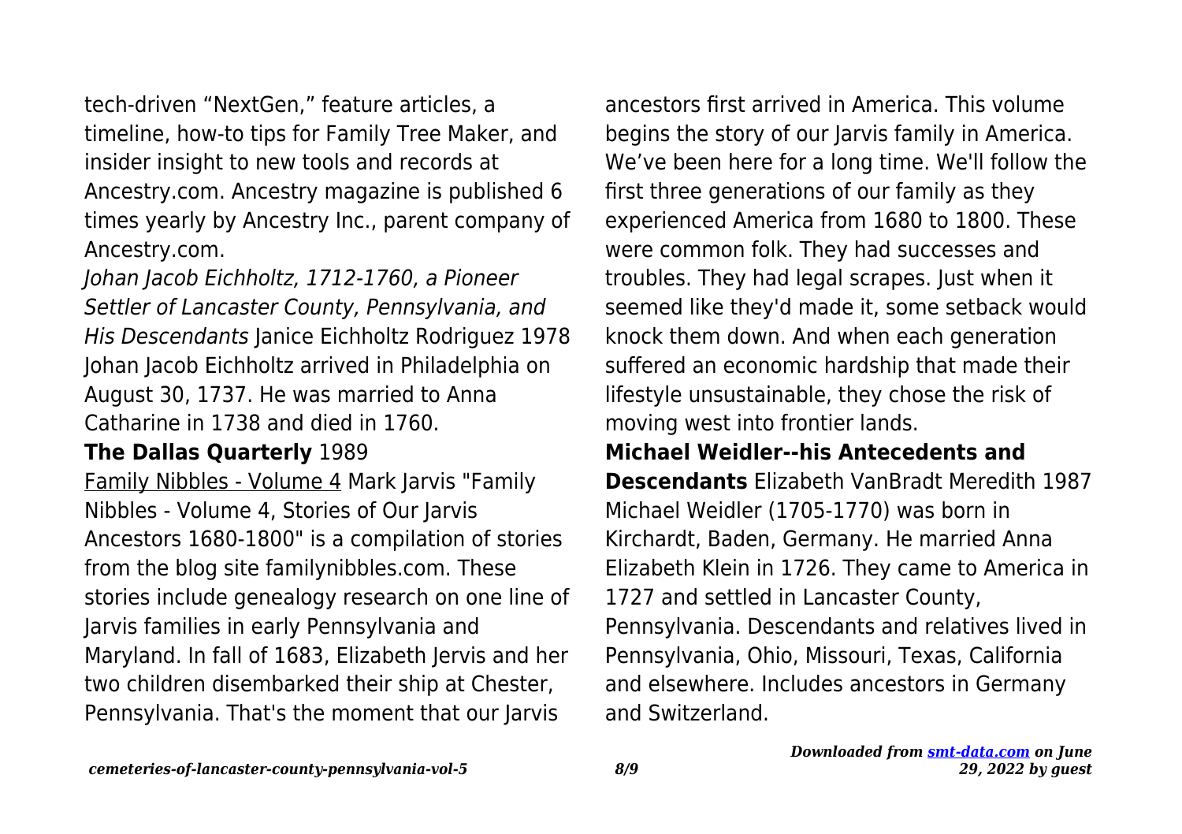tech-driven "NextGen," feature articles, a timeline, how-to tips for Family Tree Maker, and insider insight to new tools and records at Ancestry.com. Ancestry magazine is published 6 times yearly by Ancestry Inc., parent company of Ancestry.com.

*Johan Jacob Eichholtz, 1712-1760, a Pioneer Settler of Lancaster County, Pennsylvania, and His Descendants* Janice Eichholtz Rodriguez 1978 Johan Jacob Eichholtz arrived in Philadelphia on August 30, 1737. He was married to Anna Catharine in 1738 and died in 1760.

**The Dallas Quarterly** 1989

Family Nibbles - Volume 4 Mark Jarvis "Family Nibbles - Volume 4, Stories of Our Jarvis Ancestors 1680-1800" is a compilation of stories from the blog site familynibbles.com. These stories include genealogy research on one line of Jarvis families in early Pennsylvania and Maryland. In fall of 1683, Elizabeth Jervis and her two children disembarked their ship at Chester, Pennsylvania. That's the moment that our Jarvis ancestors first arrived in America. This volume begins the story of our Jarvis family in America. We've been here for a long time. We'll follow the first three generations of our family as they experienced America from 1680 to 1800. These were common folk. They had successes and troubles. They had legal scrapes. Just when it seemed like they'd made it, some setback would knock them down. And when each generation suffered an economic hardship that made their lifestyle unsustainable, they chose the risk of moving west into frontier lands.

**Michael Weidler--his Antecedents and Descendants** Elizabeth VanBradt Meredith 1987 Michael Weidler (1705-1770) was born in Kirchardt, Baden, Germany. He married Anna Elizabeth Klein in 1726. They came to America in 1727 and settled in Lancaster County, Pennsylvania. Descendants and relatives lived in Pennsylvania, Ohio, Missouri, Texas, California and elsewhere. Includes ancestors in Germany and Switzerland.